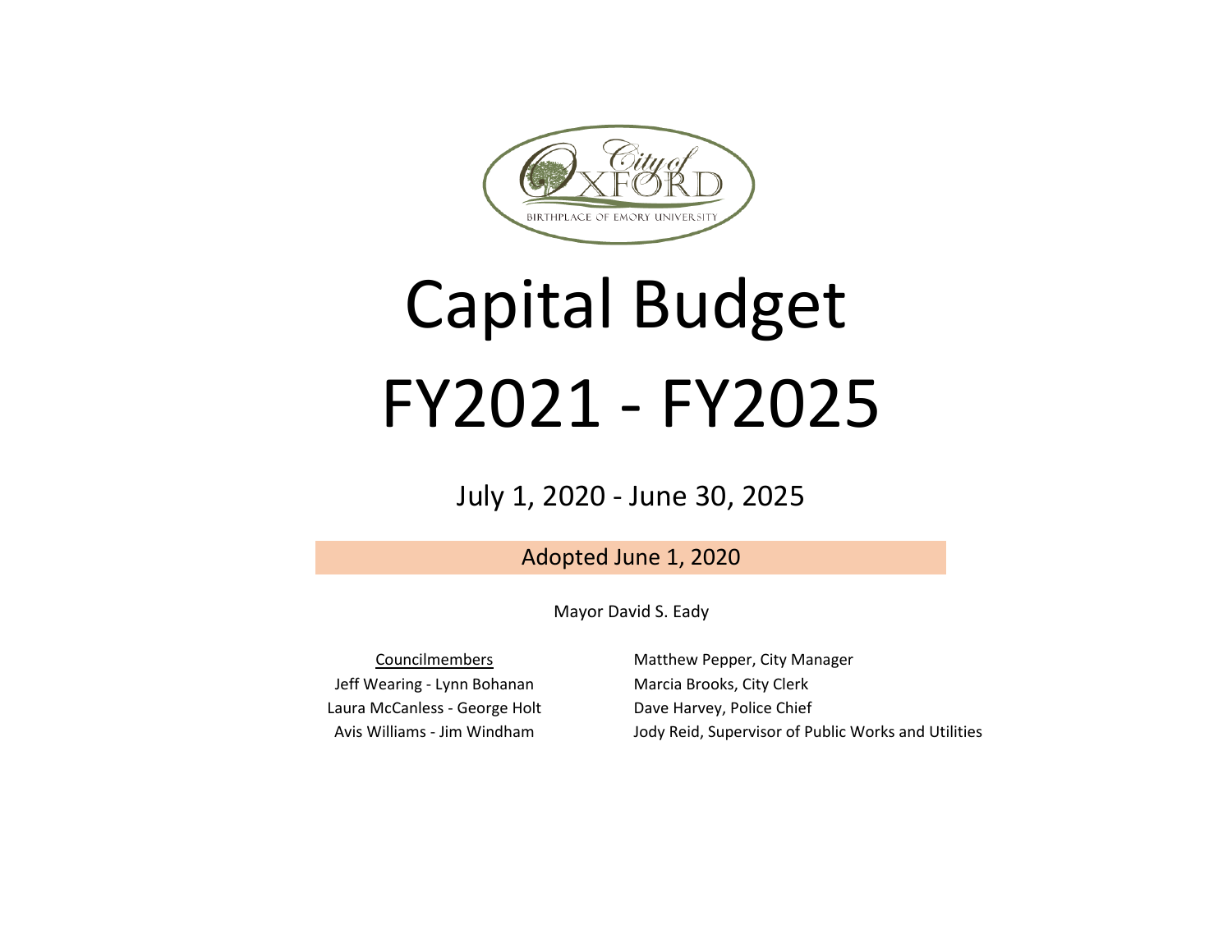City of OXFORD

BIRTHPLACE OF EMORY UNIVERSITY

# Capital Budget FY2021 - FY2025

July 1, 2020 - June 30, 2025

Adopted June 1, 2020

Mayor David S. Eady

Councilmembers

Jeff Wearing - Lynn Bohanan

Laura McCanless - George Holt

Avis Williams - Jim Windham

Matthew Pepper, City Manager

Marcia Brooks, City Clerk

Dave Harvey, Police Chief

Jody Reid, Supervisor of Public Works and Utilities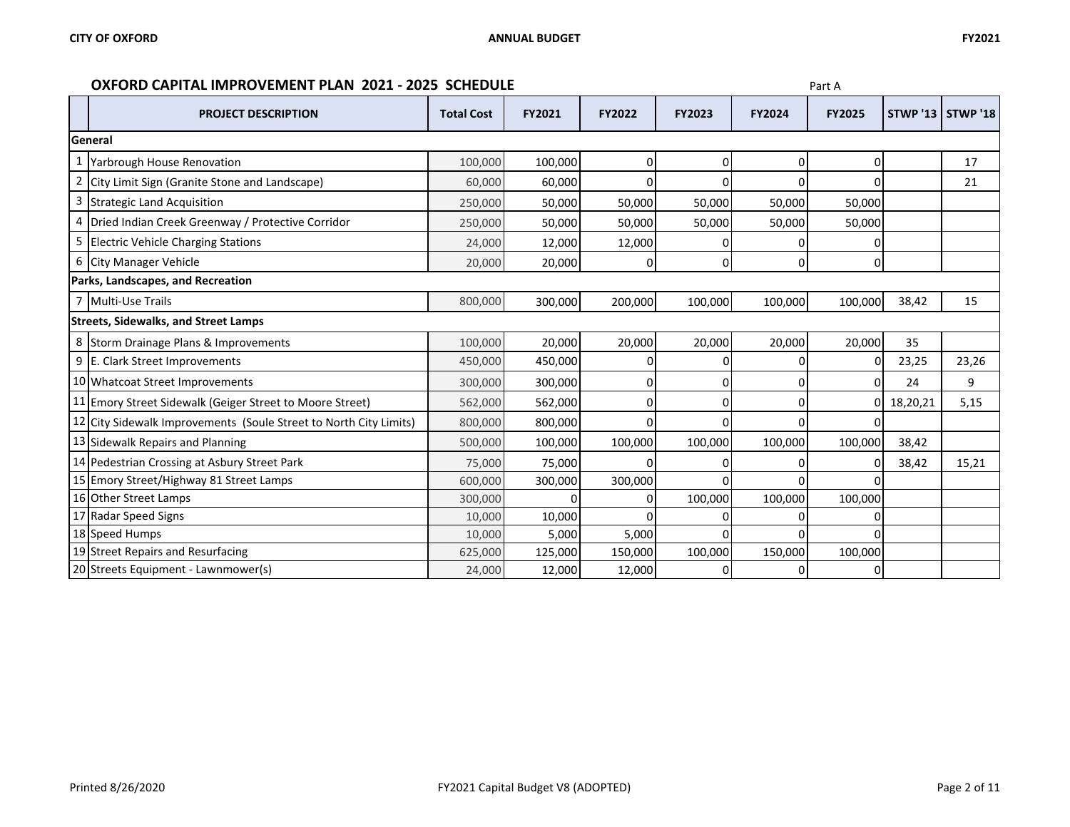## OXFORD CAPITAL IMPROVEMENT PLAN 2021 - 2025 SCHEDULE

Part A

| | PROJECT DESCRIPTION | Total Cost | FY2021 | FY2022 | FY2023 | FY2024 | FY2025 | STWP '13 | STWP '18 |
|---|---|---|---|---|---|---|---|---|---|
| **General** | | | | | | | | | |
| 1 | Yarbrough House Renovation | 100,000 | 100,000 | 0 | 0 | 0 | 0 | | 17 |
| 2 | City Limit Sign (Granite Stone and Landscape) | 60,000 | 60,000 | 0 | 0 | 0 | 0 | | 21 |
| 3 | Strategic Land Acquisition | 250,000 | 50,000 | 50,000 | 50,000 | 50,000 | 50,000 | | |
| 4 | Dried Indian Creek Greenway / Protective Corridor | 250,000 | 50,000 | 50,000 | 50,000 | 50,000 | 50,000 | | |
| 5 | Electric Vehicle Charging Stations | 24,000 | 12,000 | 12,000 | 0 | 0 | 0 | | |
| 6 | City Manager Vehicle | 20,000 | 20,000 | 0 | 0 | 0 | 0 | | |
| **Parks, Landscapes, and Recreation** | | | | | | | | | |
| 7 | Multi-Use Trails | 800,000 | 300,000 | 200,000 | 100,000 | 100,000 | 100,000 | 38,42 | 15 |
| **Streets, Sidewalks, and Street Lamps** | | | | | | | | | |
| 8 | Storm Drainage Plans & Improvements | 100,000 | 20,000 | 20,000 | 20,000 | 20,000 | 20,000 | 35 | |
| 9 | E. Clark Street Improvements | 450,000 | 450,000 | 0 | 0 | 0 | 0 | 23,25 | 23,26 |
| 10 | Whatcoat Street Improvements | 300,000 | 300,000 | 0 | 0 | 0 | 0 | 24 | 9 |
| 11 | Emory Street Sidewalk (Geiger Street to Moore Street) | 562,000 | 562,000 | 0 | 0 | 0 | 0 | 18,20,21 | 5,15 |
| 12 | City Sidewalk Improvements (Soule Street to North City Limits) | 800,000 | 800,000 | 0 | 0 | 0 | 0 | | |
| 13 | Sidewalk Repairs and Planning | 500,000 | 100,000 | 100,000 | 100,000 | 100,000 | 100,000 | 38,42 | |
| 14 | Pedestrian Crossing at Asbury Street Park | 75,000 | 75,000 | 0 | 0 | 0 | 0 | 38,42 | 15,21 |
| 15 | Emory Street/Highway 81 Street Lamps | 600,000 | 300,000 | 300,000 | 0 | 0 | 0 | | |
| 16 | Other Street Lamps | 300,000 | 0 | 0 | 100,000 | 100,000 | 100,000 | | |
| 17 | Radar Speed Signs | 10,000 | 10,000 | 0 | 0 | 0 | 0 | | |
| 18 | Speed Humps | 10,000 | 5,000 | 5,000 | 0 | 0 | 0 | | |
| 19 | Street Repairs and Resurfacing | 625,000 | 125,000 | 150,000 | 100,000 | 150,000 | 100,000 | | |
| 20 | Streets Equipment - Lawnmower(s) | 24,000 | 12,000 | 12,000 | 0 | 0 | 0 | | |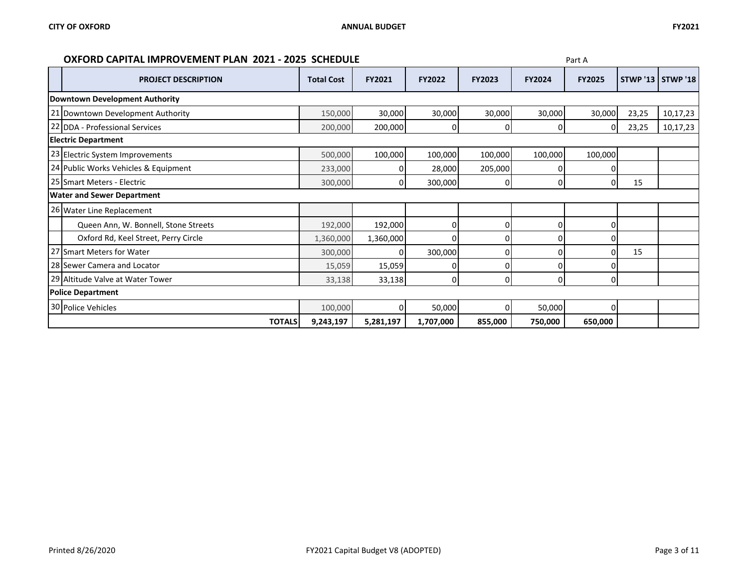## OXFORD CAPITAL IMPROVEMENT PLAN 2021 - 2025 SCHEDULE

Part A

| | PROJECT DESCRIPTION | Total Cost | FY2021 | FY2022 | FY2023 | FY2024 | FY2025 | STWP '13 | STWP '18 |
|---|---|---|---|---|---|---|---|---|---|
| **Downtown Development Authority** | | | | | | | | | |
| 21 | Downtown Development Authority | 150,000 | 30,000 | 30,000 | 30,000 | 30,000 | 30,000 | 23,25 | 10,17,23 |
| 22 | DDA - Professional Services | 200,000 | 200,000 | 0 | 0 | 0 | 0 | 23,25 | 10,17,23 |
| **Electric Department** | | | | | | | | | |
| 23 | Electric System Improvements | 500,000 | 100,000 | 100,000 | 100,000 | 100,000 | 100,000 | | |
| 24 | Public Works Vehicles & Equipment | 233,000 | 0 | 28,000 | 205,000 | 0 | 0 | | |
| 25 | Smart Meters - Electric | 300,000 | 0 | 300,000 | 0 | 0 | 0 | 15 | |
| **Water and Sewer Department** | | | | | | | | | |
| 26 | Water Line Replacement | | | | | | | | |
| | Queen Ann, W. Bonnell, Stone Streets | 192,000 | 192,000 | 0 | 0 | 0 | 0 | | |
| | Oxford Rd, Keel Street, Perry Circle | 1,360,000 | 1,360,000 | 0 | 0 | 0 | 0 | | |
| 27 | Smart Meters for Water | 300,000 | 0 | 300,000 | 0 | 0 | 0 | 15 | |
| 28 | Sewer Camera and Locator | 15,059 | 15,059 | 0 | 0 | 0 | 0 | | |
| 29 | Altitude Valve at Water Tower | 33,138 | 33,138 | 0 | 0 | 0 | 0 | | |
| **Police Department** | | | | | | | | | |
| 30 | Police Vehicles | 100,000 | 0 | 50,000 | 0 | 50,000 | 0 | | |
| | **TOTALS** | **9,243,197** | **5,281,197** | **1,707,000** | **855,000** | **750,000** | **650,000** | | |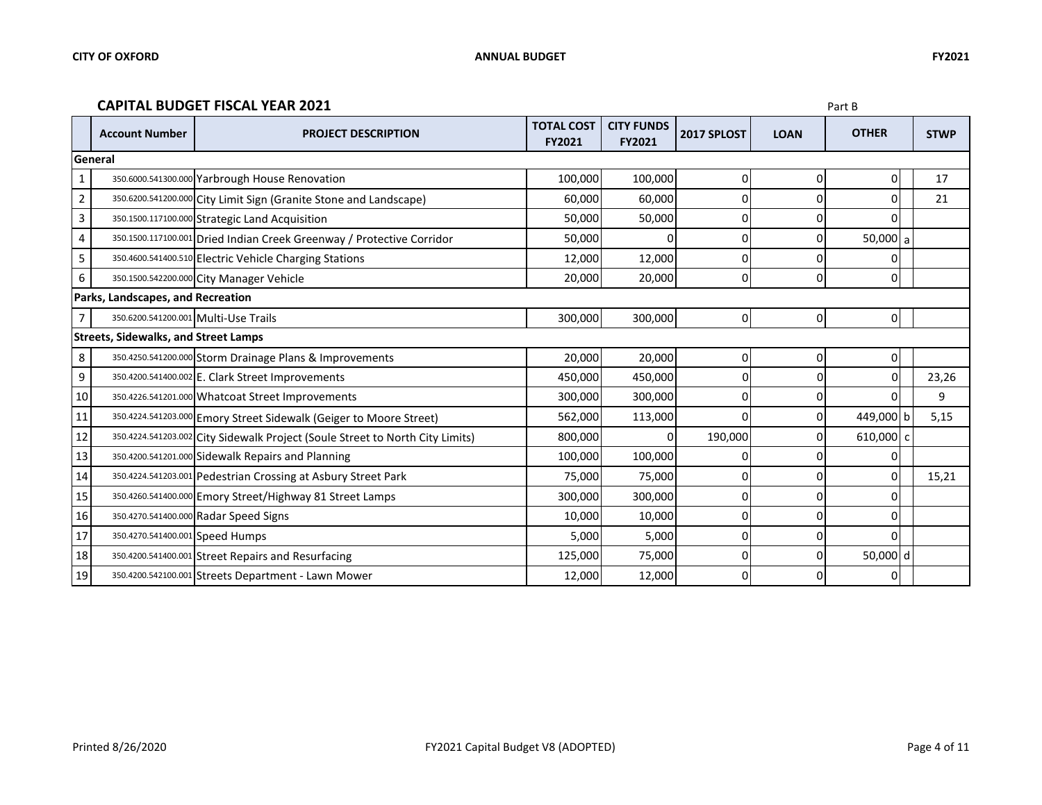## CAPITAL BUDGET FISCAL YEAR 2021

Part B

| | Account Number | PROJECT DESCRIPTION | TOTAL COST FY2021 | CITY FUNDS FY2021 | 2017 SPLOST | LOAN | OTHER | | STWP |
|---|---|---|---|---|---|---|---|---|---|
| **General** | | | | | | | | | |
| 1 | 350.6000.541300.000 | Yarbrough House Renovation | 100,000 | 100,000 | 0 | 0 | 0 | | 17 |
| 2 | 350.6200.541200.000 | City Limit Sign (Granite Stone and Landscape) | 60,000 | 60,000 | 0 | 0 | 0 | | 21 |
| 3 | 350.1500.117100.000 | Strategic Land Acquisition | 50,000 | 50,000 | 0 | 0 | 0 | | |
| 4 | 350.1500.117100.001 | Dried Indian Creek Greenway / Protective Corridor | 50,000 | 0 | 0 | 0 | 50,000 | a | |
| 5 | 350.4600.541400.510 | Electric Vehicle Charging Stations | 12,000 | 12,000 | 0 | 0 | 0 | | |
| 6 | 350.1500.542200.000 | City Manager Vehicle | 20,000 | 20,000 | 0 | 0 | 0 | | |
| **Parks, Landscapes, and Recreation** | | | | | | | | | |
| 7 | 350.6200.541200.001 | Multi-Use Trails | 300,000 | 300,000 | 0 | 0 | 0 | | |
| **Streets, Sidewalks, and Street Lamps** | | | | | | | | | |
| 8 | 350.4250.541200.000 | Storm Drainage Plans & Improvements | 20,000 | 20,000 | 0 | 0 | 0 | | |
| 9 | 350.4200.541400.002 | E. Clark Street Improvements | 450,000 | 450,000 | 0 | 0 | 0 | | 23,26 |
| 10 | 350.4226.541201.000 | Whatcoat Street Improvements | 300,000 | 300,000 | 0 | 0 | 0 | | 9 |
| 11 | 350.4224.541203.000 | Emory Street Sidewalk (Geiger to Moore Street) | 562,000 | 113,000 | 0 | 0 | 449,000 | b | 5,15 |
| 12 | 350.4224.541203.002 | City Sidewalk Project (Soule Street to North City Limits) | 800,000 | 0 | 190,000 | 0 | 610,000 | c | |
| 13 | 350.4200.541201.000 | Sidewalk Repairs and Planning | 100,000 | 100,000 | 0 | 0 | 0 | | |
| 14 | 350.4224.541203.001 | Pedestrian Crossing at Asbury Street Park | 75,000 | 75,000 | 0 | 0 | 0 | | 15,21 |
| 15 | 350.4260.541400.000 | Emory Street/Highway 81 Street Lamps | 300,000 | 300,000 | 0 | 0 | 0 | | |
| 16 | 350.4270.541400.000 | Radar Speed Signs | 10,000 | 10,000 | 0 | 0 | 0 | | |
| 17 | 350.4270.541400.001 | Speed Humps | 5,000 | 5,000 | 0 | 0 | 0 | | |
| 18 | 350.4200.541400.001 | Street Repairs and Resurfacing | 125,000 | 75,000 | 0 | 0 | 50,000 | d | |
| 19 | 350.4200.542100.001 | Streets Department - Lawn Mower | 12,000 | 12,000 | 0 | 0 | 0 | | |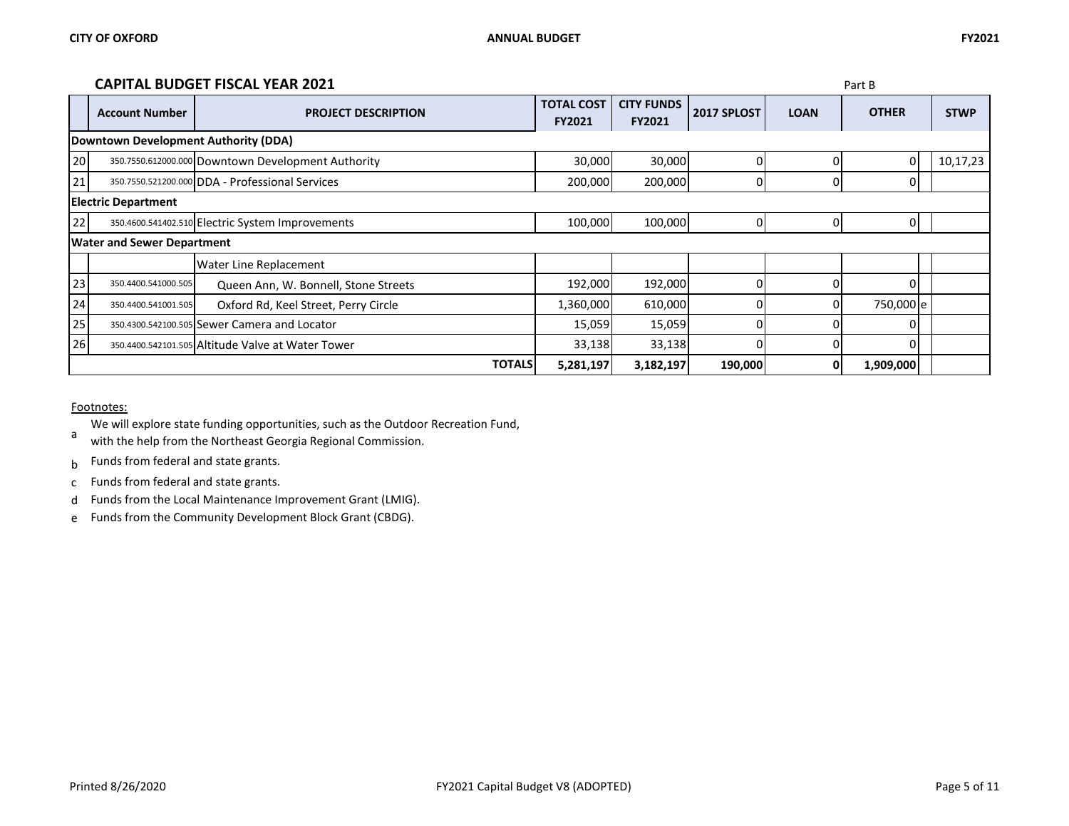## CAPITAL BUDGET FISCAL YEAR 2021

Part B

| | Account Number | PROJECT DESCRIPTION | TOTAL COST FY2021 | CITY FUNDS FY2021 | 2017 SPLOST | LOAN | OTHER | | STWP |
|---|---|---|---|---|---|---|---|---|---|
| **Downtown Development Authority (DDA)** | | | | | | | | | |
| 20 | 350.7550.612000.000 | Downtown Development Authority | 30,000 | 30,000 | 0 | 0 | 0 | | 10,17,23 |
| 21 | 350.7550.521200.000 | DDA - Professional Services | 200,000 | 200,000 | 0 | 0 | 0 | | |
| **Electric Department** | | | | | | | | | |
| 22 | 350.4600.541402.510 | Electric System Improvements | 100,000 | 100,000 | 0 | 0 | 0 | | |
| **Water and Sewer Department** | | | | | | | | | |
| | | Water Line Replacement | | | | | | | |
| 23 | 350.4400.541000.505 | Queen Ann, W. Bonnell, Stone Streets | 192,000 | 192,000 | 0 | 0 | 0 | | |
| 24 | 350.4400.541001.505 | Oxford Rd, Keel Street, Perry Circle | 1,360,000 | 610,000 | 0 | 0 | 750,000 | e | |
| 25 | 350.4300.542100.505 | Sewer Camera and Locator | 15,059 | 15,059 | 0 | 0 | 0 | | |
| 26 | 350.4400.542101.505 | Altitude Valve at Water Tower | 33,138 | 33,138 | 0 | 0 | 0 | | |
| | | **TOTALS** | **5,281,197** | **3,182,197** | **190,000** | **0** | **1,909,000** | | |

Footnotes:

a We will explore state funding opportunities, such as the Outdoor Recreation Fund, with the help from the Northeast Georgia Regional Commission.

b Funds from federal and state grants.

c Funds from federal and state grants.

d Funds from the Local Maintenance Improvement Grant (LMIG).

e Funds from the Community Development Block Grant (CBDG).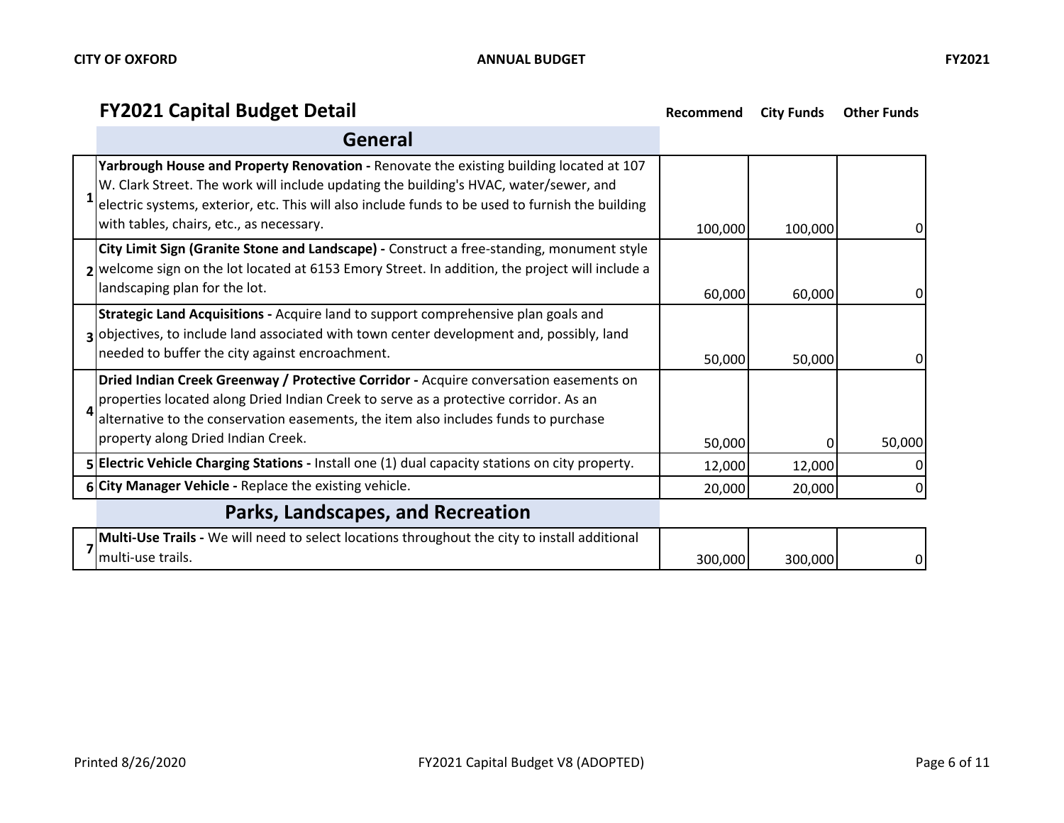## FY2021 Capital Budget Detail

| # | General | Recommend | City Funds | Other Funds |
|---|---|---|---|---|
| 1 | **Yarbrough House and Property Renovation -** Renovate the existing building located at 107 W. Clark Street. The work will include updating the building's HVAC, water/sewer, and electric systems, exterior, etc. This will also include funds to be used to furnish the building with tables, chairs, etc., as necessary. | 100,000 | 100,000 | 0 |
| 2 | **City Limit Sign (Granite Stone and Landscape) -** Construct a free-standing, monument style welcome sign on the lot located at 6153 Emory Street. In addition, the project will include a landscaping plan for the lot. | 60,000 | 60,000 | 0 |
| 3 | **Strategic Land Acquisitions -** Acquire land to support comprehensive plan goals and objectives, to include land associated with town center development and, possibly, land needed to buffer the city against encroachment. | 50,000 | 50,000 | 0 |
| 4 | **Dried Indian Creek Greenway / Protective Corridor -** Acquire conversation easements on properties located along Dried Indian Creek to serve as a protective corridor. As an alternative to the conservation easements, the item also includes funds to purchase property along Dried Indian Creek. | 50,000 | 0 | 50,000 |
| 5 | **Electric Vehicle Charging Stations -** Install one (1) dual capacity stations on city property. | 12,000 | 12,000 | 0 |
| 6 | **City Manager Vehicle -** Replace the existing vehicle. | 20,000 | 20,000 | 0 |
| | **Parks, Landscapes, and Recreation** | | | |
| 7 | **Multi-Use Trails -** We will need to select locations throughout the city to install additional multi-use trails. | 300,000 | 300,000 | 0 |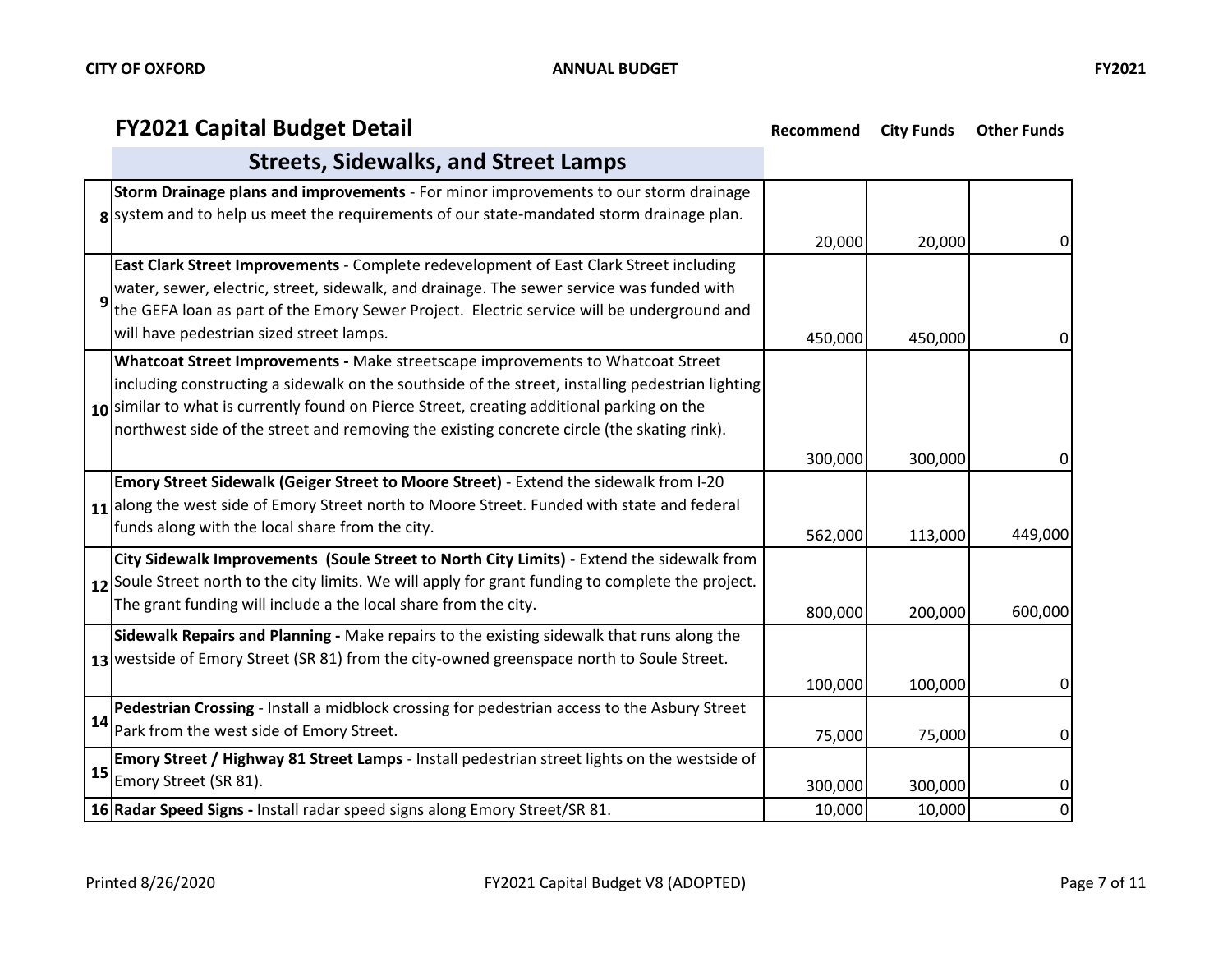## FY2021 Capital Budget Detail

| # | Streets, Sidewalks, and Street Lamps | Recommend | City Funds | Other Funds |
|---|---|---|---|---|
| 8 | **Storm Drainage plans and improvements** - For minor improvements to our storm drainage system and to help us meet the requirements of our state-mandated storm drainage plan. | 20,000 | 20,000 | 0 |
| 9 | **East Clark Street Improvements** - Complete redevelopment of East Clark Street including water, sewer, electric, street, sidewalk, and drainage. The sewer service was funded with the GEFA loan as part of the Emory Sewer Project. Electric service will be underground and will have pedestrian sized street lamps. | 450,000 | 450,000 | 0 |
| 10 | **Whatcoat Street Improvements -** Make streetscape improvements to Whatcoat Street including constructing a sidewalk on the southside of the street, installing pedestrian lighting similar to what is currently found on Pierce Street, creating additional parking on the northwest side of the street and removing the existing concrete circle (the skating rink). | 300,000 | 300,000 | 0 |
| 11 | **Emory Street Sidewalk (Geiger Street to Moore Street)** - Extend the sidewalk from I-20 along the west side of Emory Street north to Moore Street. Funded with state and federal funds along with the local share from the city. | 562,000 | 113,000 | 449,000 |
| 12 | **City Sidewalk Improvements (Soule Street to North City Limits)** - Extend the sidewalk from Soule Street north to the city limits. We will apply for grant funding to complete the project. The grant funding will include a the local share from the city. | 800,000 | 200,000 | 600,000 |
| 13 | **Sidewalk Repairs and Planning -** Make repairs to the existing sidewalk that runs along the westside of Emory Street (SR 81) from the city-owned greenspace north to Soule Street. | 100,000 | 100,000 | 0 |
| 14 | **Pedestrian Crossing** - Install a midblock crossing for pedestrian access to the Asbury Street Park from the west side of Emory Street. | 75,000 | 75,000 | 0 |
| 15 | **Emory Street / Highway 81 Street Lamps** - Install pedestrian street lights on the westside of Emory Street (SR 81). | 300,000 | 300,000 | 0 |
| 16 | **Radar Speed Signs -** Install radar speed signs along Emory Street/SR 81. | 10,000 | 10,000 | 0 |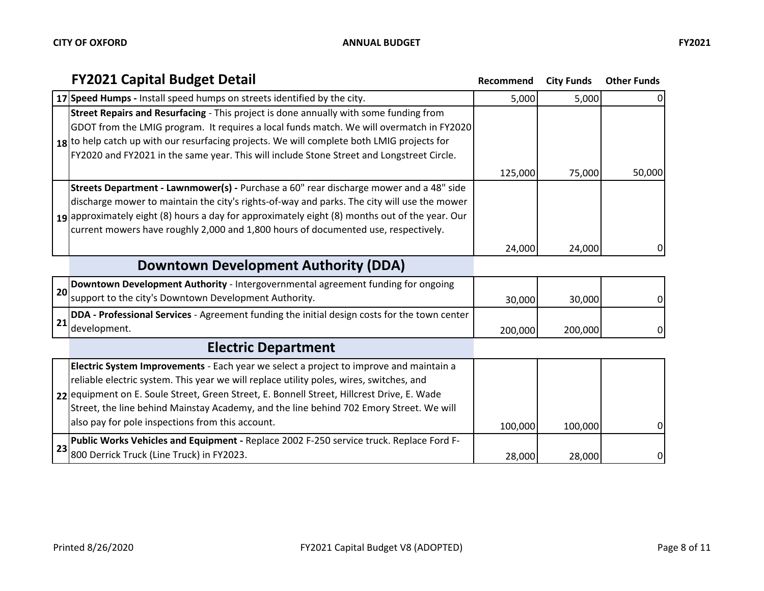## FY2021 Capital Budget Detail

| # | Project | Recommend | City Funds | Other Funds |
|---|---|---|---|---|
| 17 | **Speed Humps -** Install speed humps on streets identified by the city. | 5,000 | 5,000 | 0 |
| 18 | **Street Repairs and Resurfacing** - This project is done annually with some funding from GDOT from the LMIG program. It requires a local funds match. We will overmatch in FY2020 to help catch up with our resurfacing projects. We will complete both LMIG projects for FY2020 and FY2021 in the same year. This will include Stone Street and Longstreet Circle. | 125,000 | 75,000 | 50,000 |
| 19 | **Streets Department - Lawnmower(s) -** Purchase a 60" rear discharge mower and a 48" side discharge mower to maintain the city's rights-of-way and parks. The city will use the mower approximately eight (8) hours a day for approximately eight (8) months out of the year. Our current mowers have roughly 2,000 and 1,800 hours of documented use, respectively. | 24,000 | 24,000 | 0 |
| | **Downtown Development Authority (DDA)** | | | |
| 20 | **Downtown Development Authority** - Intergovernmental agreement funding for ongoing support to the city's Downtown Development Authority. | 30,000 | 30,000 | 0 |
| 21 | **DDA - Professional Services** - Agreement funding the initial design costs for the town center development. | 200,000 | 200,000 | 0 |
| | **Electric Department** | | | |
| 22 | **Electric System Improvements** - Each year we select a project to improve and maintain a reliable electric system. This year we will replace utility poles, wires, switches, and equipment on E. Soule Street, Green Street, E. Bonnell Street, Hillcrest Drive, E. Wade Street, the line behind Mainstay Academy, and the line behind 702 Emory Street. We will also pay for pole inspections from this account. | 100,000 | 100,000 | 0 |
| 23 | **Public Works Vehicles and Equipment -** Replace 2002 F-250 service truck. Replace Ford F-800 Derrick Truck (Line Truck) in FY2023. | 28,000 | 28,000 | 0 |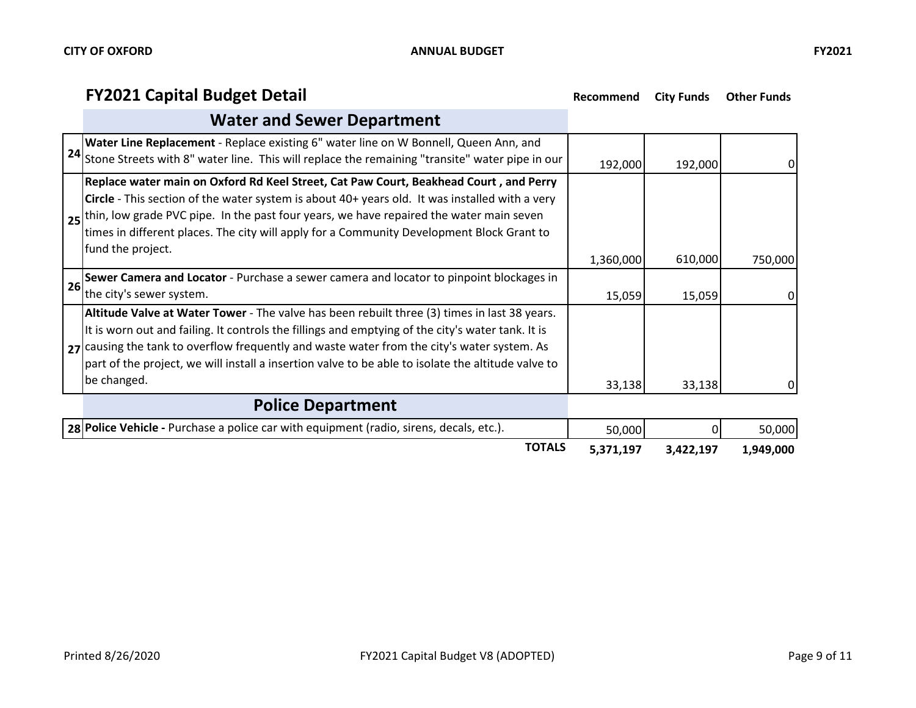## FY2021 Capital Budget Detail

| # | Item | Recommend | City Funds | Other Funds |
|---|---|---|---|---|
| | **Water and Sewer Department** | | | |
| 24 | **Water Line Replacement** - Replace existing 6" water line on W Bonnell, Queen Ann, and Stone Streets with 8" water line. This will replace the remaining "transite" water pipe in our | 192,000 | 192,000 | 0 |
| 25 | **Replace water main on Oxford Rd Keel Street, Cat Paw Court, Beakhead Court , and Perry Circle** - This section of the water system is about 40+ years old. It was installed with a very thin, low grade PVC pipe. In the past four years, we have repaired the water main seven times in different places. The city will apply for a Community Development Block Grant to fund the project. | 1,360,000 | 610,000 | 750,000 |
| 26 | **Sewer Camera and Locator** - Purchase a sewer camera and locator to pinpoint blockages in the city's sewer system. | 15,059 | 15,059 | 0 |
| 27 | **Altitude Valve at Water Tower** - The valve has been rebuilt three (3) times in last 38 years. It is worn out and failing. It controls the fillings and emptying of the city's water tank. It is causing the tank to overflow frequently and waste water from the city's water system. As part of the project, we will install a insertion valve to be able to isolate the altitude valve to be changed. | 33,138 | 33,138 | 0 |
| | **Police Department** | | | |
| 28 | **Police Vehicle -** Purchase a police car with equipment (radio, sirens, decals, etc.). | 50,000 | 0 | 50,000 |
| | **TOTALS** | **5,371,197** | **3,422,197** | **1,949,000** |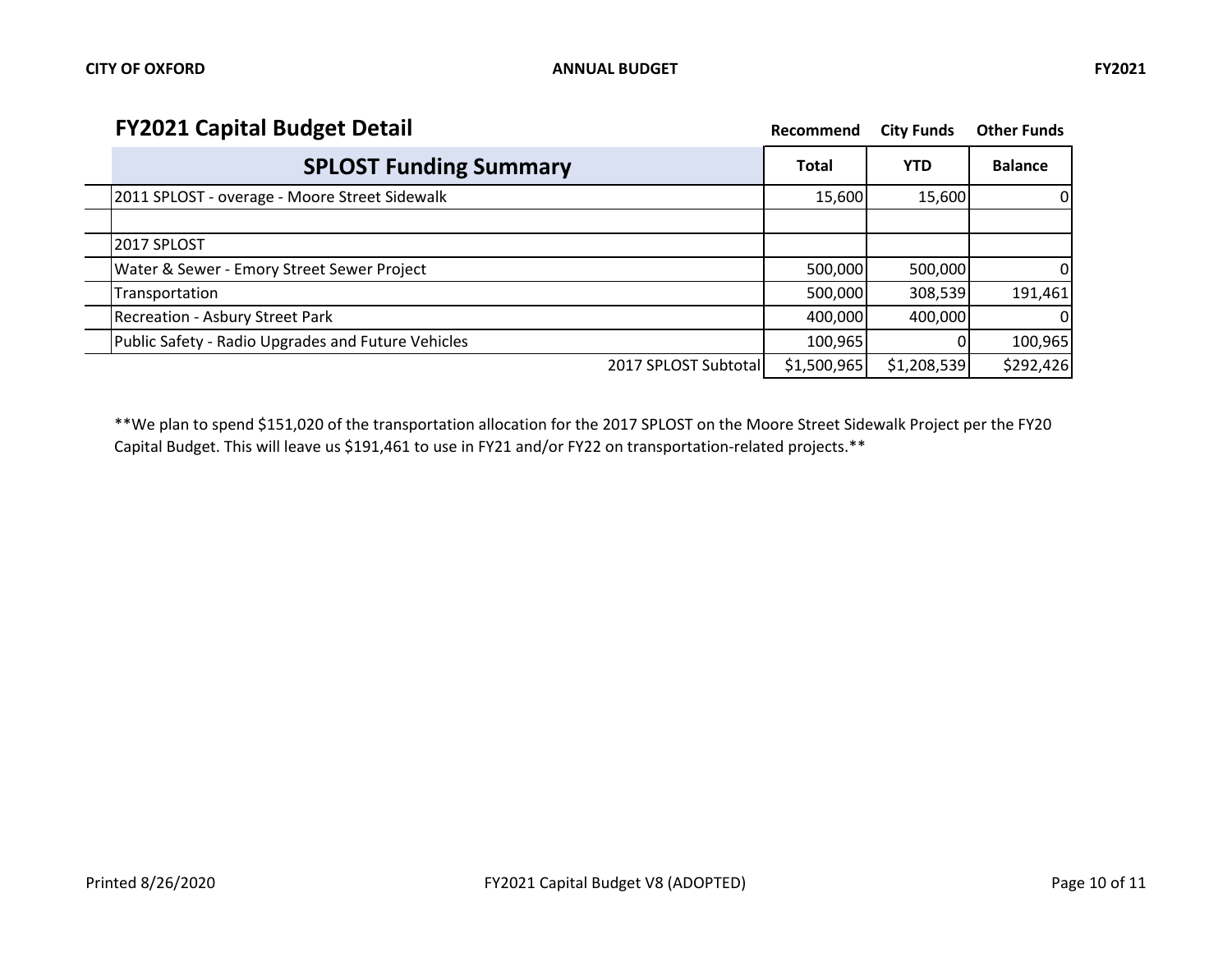## FY2021 Capital Budget Detail

| SPLOST Funding Summary | Recommend Total | City Funds YTD | Other Funds Balance |
|---|---|---|---|
| 2011 SPLOST - overage - Moore Street Sidewalk | 15,600 | 15,600 | 0 |
| | | | |
| 2017 SPLOST | | | |
| Water & Sewer - Emory Street Sewer Project | 500,000 | 500,000 | 0 |
| Transportation | 500,000 | 308,539 | 191,461 |
| Recreation - Asbury Street Park | 400,000 | 400,000 | 0 |
| Public Safety - Radio Upgrades and Future Vehicles | 100,965 | 0 | 100,965 |
| 2017 SPLOST Subtotal | $1,500,965 | $1,208,539 | $292,426 |

**We plan to spend $151,020 of the transportation allocation for the 2017 SPLOST on the Moore Street Sidewalk Project per the FY20 Capital Budget. This will leave us $191,461 to use in FY21 and/or FY22 on transportation-related projects.**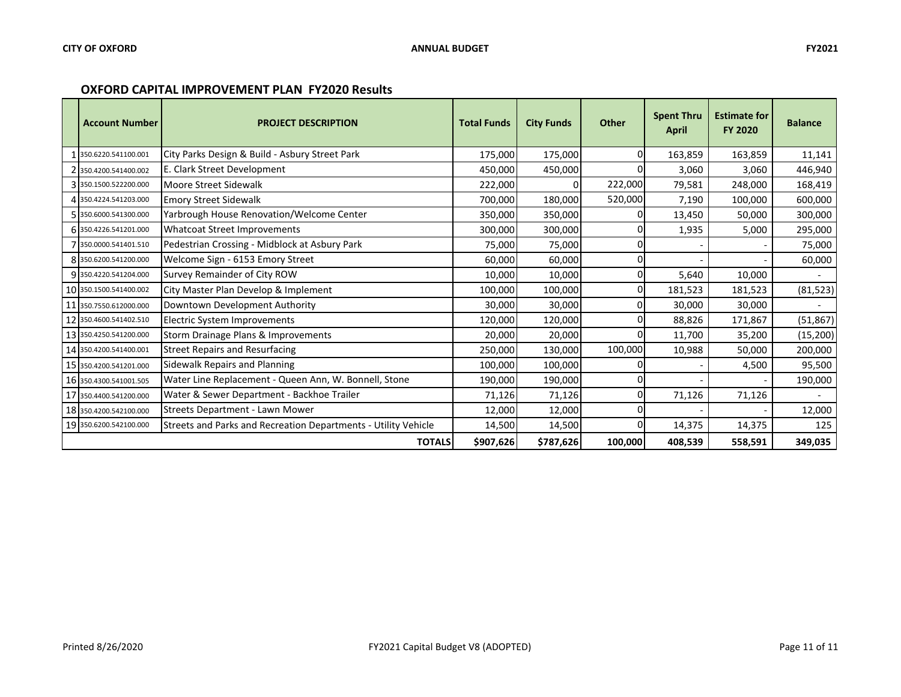## OXFORD CAPITAL IMPROVEMENT PLAN FY2020 Results

| | Account Number | PROJECT DESCRIPTION | Total Funds | City Funds | Other | Spent Thru April | Estimate for FY 2020 | Balance |
|---|---|---|---|---|---|---|---|---|
| 1 | 350.6220.541100.001 | City Parks Design & Build - Asbury Street Park | 175,000 | 175,000 | 0 | 163,859 | 163,859 | 11,141 |
| 2 | 350.4200.541400.002 | E. Clark Street Development | 450,000 | 450,000 | 0 | 3,060 | 3,060 | 446,940 |
| 3 | 350.1500.522200.000 | Moore Street Sidewalk | 222,000 | 0 | 222,000 | 79,581 | 248,000 | 168,419 |
| 4 | 350.4224.541203.000 | Emory Street Sidewalk | 700,000 | 180,000 | 520,000 | 7,190 | 100,000 | 600,000 |
| 5 | 350.6000.541300.000 | Yarbrough House Renovation/Welcome Center | 350,000 | 350,000 | 0 | 13,450 | 50,000 | 300,000 |
| 6 | 350.4226.541201.000 | Whatcoat Street Improvements | 300,000 | 300,000 | 0 | 1,935 | 5,000 | 295,000 |
| 7 | 350.0000.541401.510 | Pedestrian Crossing - Midblock at Asbury Park | 75,000 | 75,000 | 0 | - | - | 75,000 |
| 8 | 350.6200.541200.000 | Welcome Sign - 6153 Emory Street | 60,000 | 60,000 | 0 | - | - | 60,000 |
| 9 | 350.4220.541204.000 | Survey Remainder of City ROW | 10,000 | 10,000 | 0 | 5,640 | 10,000 | - |
| 10 | 350.1500.541400.002 | City Master Plan Develop & Implement | 100,000 | 100,000 | 0 | 181,523 | 181,523 | (81,523) |
| 11 | 350.7550.612000.000 | Downtown Development Authority | 30,000 | 30,000 | 0 | 30,000 | 30,000 | - |
| 12 | 350.4600.541402.510 | Electric System Improvements | 120,000 | 120,000 | 0 | 88,826 | 171,867 | (51,867) |
| 13 | 350.4250.541200.000 | Storm Drainage Plans & Improvements | 20,000 | 20,000 | 0 | 11,700 | 35,200 | (15,200) |
| 14 | 350.4200.541400.001 | Street Repairs and Resurfacing | 250,000 | 130,000 | 100,000 | 10,988 | 50,000 | 200,000 |
| 15 | 350.4200.541201.000 | Sidewalk Repairs and Planning | 100,000 | 100,000 | 0 | - | 4,500 | 95,500 |
| 16 | 350.4300.541001.505 | Water Line Replacement - Queen Ann, W. Bonnell, Stone | 190,000 | 190,000 | 0 | - | - | 190,000 |
| 17 | 350.4400.541200.000 | Water & Sewer Department - Backhoe Trailer | 71,126 | 71,126 | 0 | 71,126 | 71,126 | - |
| 18 | 350.4200.542100.000 | Streets Department - Lawn Mower | 12,000 | 12,000 | 0 | - | - | 12,000 |
| 19 | 350.6200.542100.000 | Streets and Parks and Recreation Departments - Utility Vehicle | 14,500 | 14,500 | 0 | 14,375 | 14,375 | 125 |
| | | **TOTALS** | **$907,626** | **$787,626** | **100,000** | **408,539** | **558,591** | **349,035** |